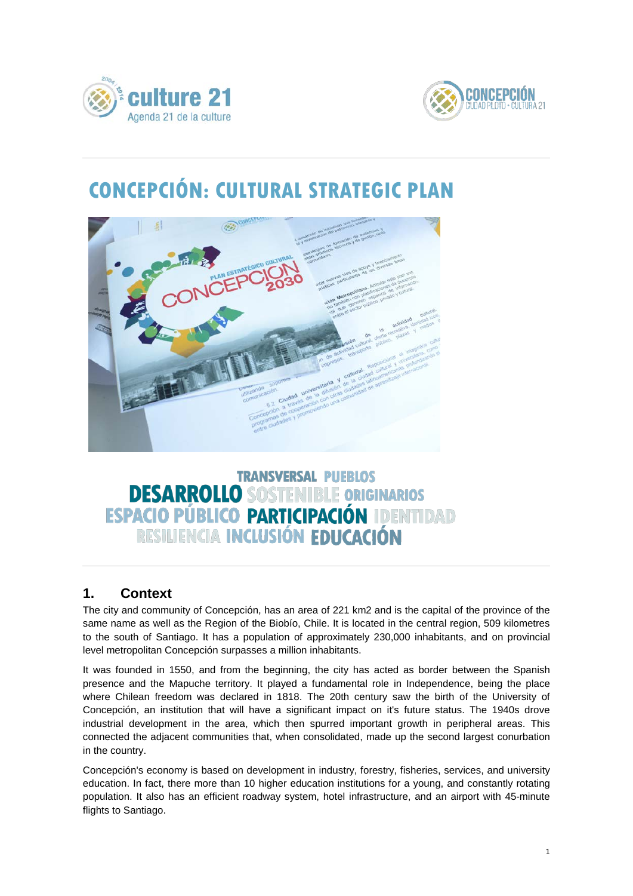# CONCEPCIÓN: CULTURAL STRATEGIC PLAN

TRANSVERSAL PUEBLOS
DESARROLLO SOSTENIBLE ORIGINARIOS
ESPACIO PÚBLICO PARTICIPACIÓN IDENTIDAD
RESILIENCIA INCLUSIÓN EDUCACIÓN

## 1. Context

The city and community of Concepción, has an area of 221 km2 and is the capital of the province of the same name as well as the Region of the Biobío, Chile. It is located in the central region, 509 kilometres to the south of Santiago. It has a population of approximately 230,000 inhabitants, and on provincial level metropolitan Concepción surpasses a million inhabitants.

It was founded in 1550, and from the beginning, the city has acted as border between the Spanish presence and the Mapuche territory. It played a fundamental role in Independence, being the place where Chilean freedom was declared in 1818. The 20th century saw the birth of the University of Concepción, an institution that will have a significant impact on it's future status. The 1940s drove industrial development in the area, which then spurred important growth in peripheral areas. This connected the adjacent communities that, when consolidated, made up the second largest conurbation in the country.

Concepción's economy is based on development in industry, forestry, fisheries, services, and university education. In fact, there more than 10 higher education institutions for a young, and constantly rotating population. It also has an efficient roadway system, hotel infrastructure, and an airport with 45-minute flights to Santiago.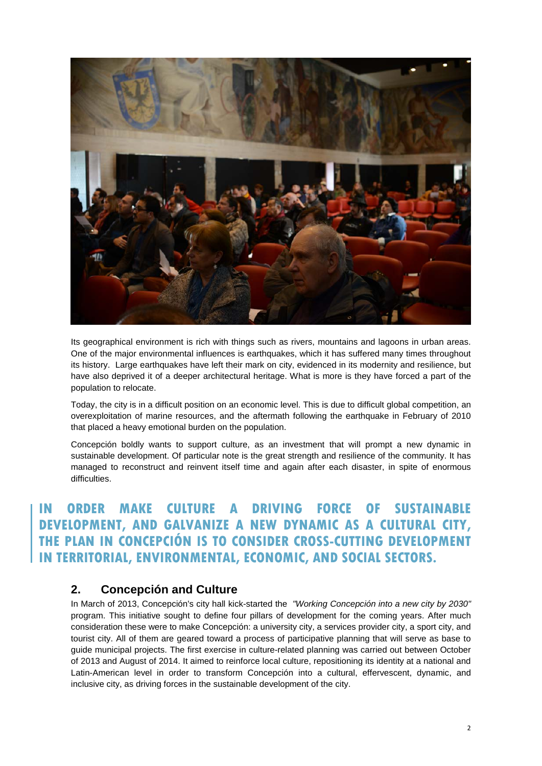Its geographical environment is rich with things such as rivers, mountains and lagoons in urban areas. One of the major environmental influences is earthquakes, which it has suffered many times throughout its history. Large earthquakes have left their mark on city, evidenced in its modernity and resilience, but have also deprived it of a deeper architectural heritage. What is more is they have forced a part of the population to relocate.

Today, the city is in a difficult position on an economic level. This is due to difficult global competition, an overexploitation of marine resources, and the aftermath following the earthquake in February of 2010 that placed a heavy emotional burden on the population.

Concepción boldly wants to support culture, as an investment that will prompt a new dynamic in sustainable development. Of particular note is the great strength and resilience of the community. It has managed to reconstruct and reinvent itself time and again after each disaster, in spite of enormous difficulties.

> **IN ORDER MAKE CULTURE A DRIVING FORCE OF SUSTAINABLE DEVELOPMENT, AND GALVANIZE A NEW DYNAMIC AS A CULTURAL CITY, THE PLAN IN CONCEPCIÓN IS TO CONSIDER CROSS-CUTTING DEVELOPMENT IN TERRITORIAL, ENVIRONMENTAL, ECONOMIC, AND SOCIAL SECTORS.**

## 2. Concepción and Culture

In March of 2013, Concepción's city hall kick-started the *"Working Concepción into a new city by 2030"* program. This initiative sought to define four pillars of development for the coming years. After much consideration these were to make Concepción: a university city, a services provider city, a sport city, and tourist city. All of them are geared toward a process of participative planning that will serve as base to guide municipal projects. The first exercise in culture-related planning was carried out between October of 2013 and August of 2014. It aimed to reinforce local culture, repositioning its identity at a national and Latin-American level in order to transform Concepción into a cultural, effervescent, dynamic, and inclusive city, as driving forces in the sustainable development of the city.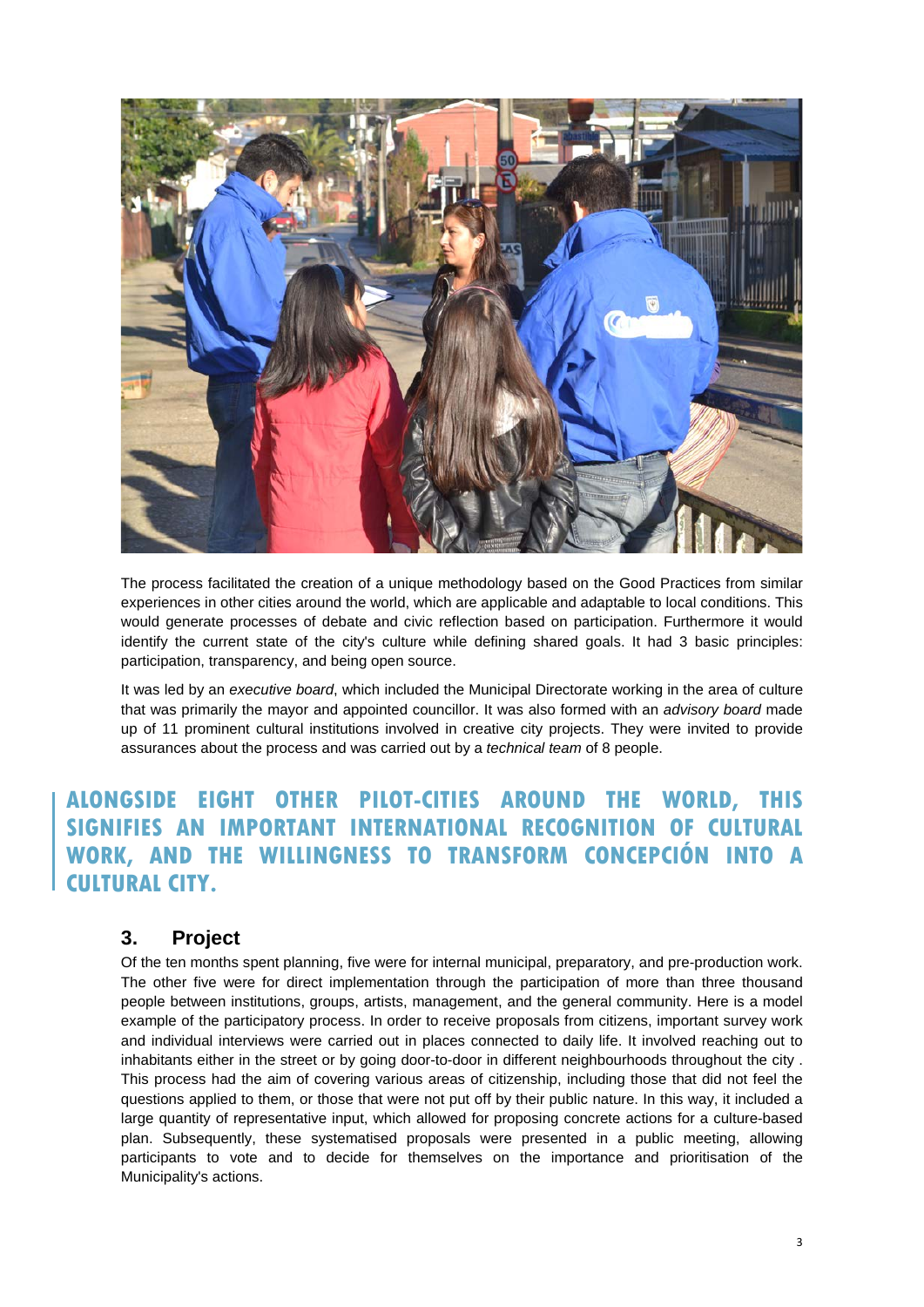The process facilitated the creation of a unique methodology based on the Good Practices from similar experiences in other cities around the world, which are applicable and adaptable to local conditions. This would generate processes of debate and civic reflection based on participation. Furthermore it would identify the current state of the city's culture while defining shared goals. It had 3 basic principles: participation, transparency, and being open source.

It was led by an *executive board*, which included the Municipal Directorate working in the area of culture that was primarily the mayor and appointed councillor. It was also formed with an *advisory board* made up of 11 prominent cultural institutions involved in creative city projects. They were invited to provide assurances about the process and was carried out by a *technical team* of 8 people.

> **ALONGSIDE EIGHT OTHER PILOT-CITIES AROUND THE WORLD, THIS SIGNIFIES AN IMPORTANT INTERNATIONAL RECOGNITION OF CULTURAL WORK, AND THE WILLINGNESS TO TRANSFORM CONCEPCIÓN INTO A CULTURAL CITY.**

## 3. Project

Of the ten months spent planning, five were for internal municipal, preparatory, and pre-production work. The other five were for direct implementation through the participation of more than three thousand people between institutions, groups, artists, management, and the general community. Here is a model example of the participatory process. In order to receive proposals from citizens, important survey work and individual interviews were carried out in places connected to daily life. It involved reaching out to inhabitants either in the street or by going door-to-door in different neighbourhoods throughout the city . This process had the aim of covering various areas of citizenship, including those that did not feel the questions applied to them, or those that were not put off by their public nature. In this way, it included a large quantity of representative input, which allowed for proposing concrete actions for a culture-based plan. Subsequently, these systematised proposals were presented in a public meeting, allowing participants to vote and to decide for themselves on the importance and prioritisation of the Municipality's actions.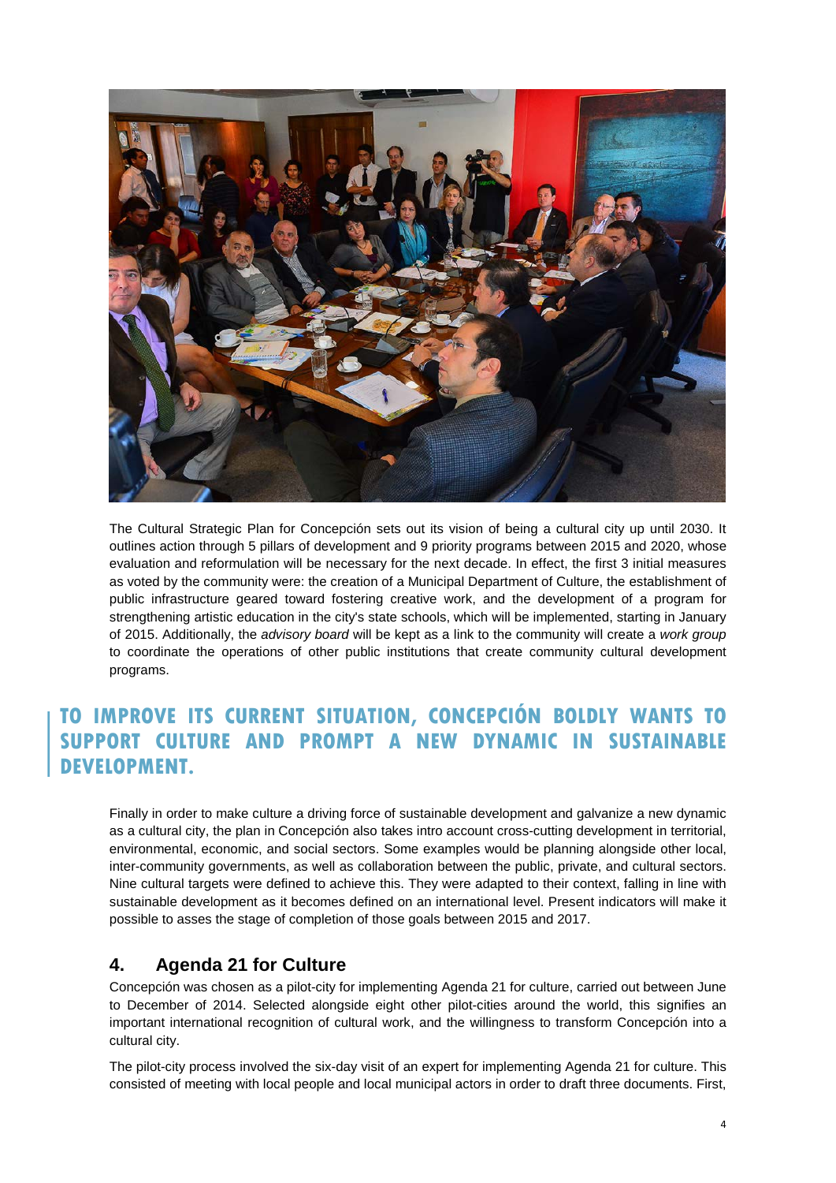The Cultural Strategic Plan for Concepción sets out its vision of being a cultural city up until 2030. It outlines action through 5 pillars of development and 9 priority programs between 2015 and 2020, whose evaluation and reformulation will be necessary for the next decade. In effect, the first 3 initial measures as voted by the community were: the creation of a Municipal Department of Culture, the establishment of public infrastructure geared toward fostering creative work, and the development of a program for strengthening artistic education in the city's state schools, which will be implemented, starting in January of 2015. Additionally, the *advisory board* will be kept as a link to the community will create a *work group* to coordinate the operations of other public institutions that create community cultural development programs.

**TO IMPROVE ITS CURRENT SITUATION, CONCEPCIÓN BOLDLY WANTS TO SUPPORT CULTURE AND PROMPT A NEW DYNAMIC IN SUSTAINABLE DEVELOPMENT.**

Finally in order to make culture a driving force of sustainable development and galvanize a new dynamic as a cultural city, the plan in Concepción also takes intro account cross-cutting development in territorial, environmental, economic, and social sectors. Some examples would be planning alongside other local, inter-community governments, as well as collaboration between the public, private, and cultural sectors. Nine cultural targets were defined to achieve this. They were adapted to their context, falling in line with sustainable development as it becomes defined on an international level. Present indicators will make it possible to asses the stage of completion of those goals between 2015 and 2017.

## 4. Agenda 21 for Culture

Concepción was chosen as a pilot-city for implementing Agenda 21 for culture, carried out between June to December of 2014. Selected alongside eight other pilot-cities around the world, this signifies an important international recognition of cultural work, and the willingness to transform Concepción into a cultural city.

The pilot-city process involved the six-day visit of an expert for implementing Agenda 21 for culture. This consisted of meeting with local people and local municipal actors in order to draft three documents. First,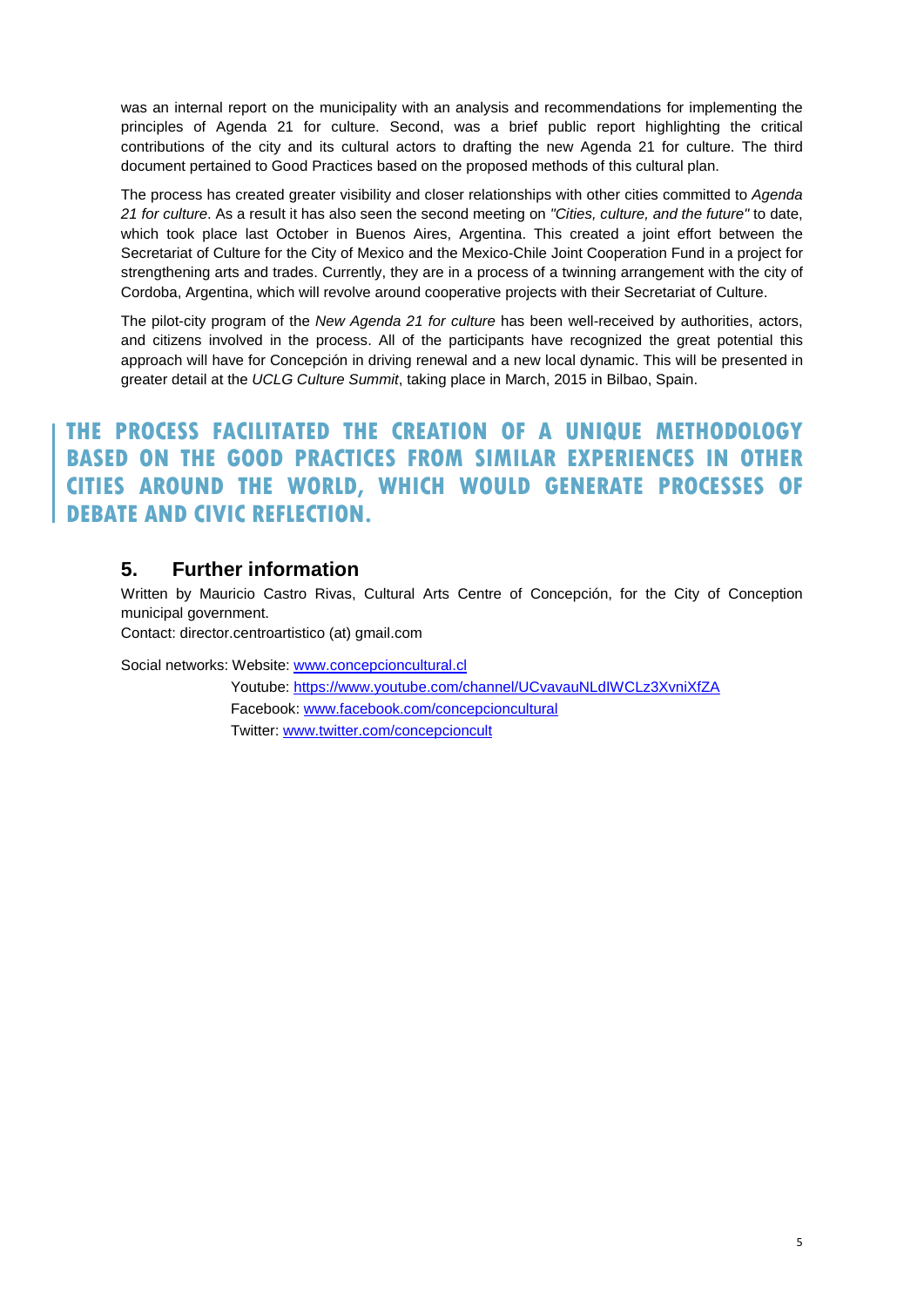was an internal report on the municipality with an analysis and recommendations for implementing the principles of Agenda 21 for culture. Second, was a brief public report highlighting the critical contributions of the city and its cultural actors to drafting the new Agenda 21 for culture. The third document pertained to Good Practices based on the proposed methods of this cultural plan.

The process has created greater visibility and closer relationships with other cities committed to *Agenda 21 for culture*. As a result it has also seen the second meeting on *"Cities, culture, and the future"* to date, which took place last October in Buenos Aires, Argentina. This created a joint effort between the Secretariat of Culture for the City of Mexico and the Mexico-Chile Joint Cooperation Fund in a project for strengthening arts and trades. Currently, they are in a process of a twinning arrangement with the city of Cordoba, Argentina, which will revolve around cooperative projects with their Secretariat of Culture.

The pilot-city program of the *New Agenda 21 for culture* has been well-received by authorities, actors, and citizens involved in the process. All of the participants have recognized the great potential this approach will have for Concepción in driving renewal and a new local dynamic. This will be presented in greater detail at the *UCLG Culture Summit*, taking place in March, 2015 in Bilbao, Spain.

> **THE PROCESS FACILITATED THE CREATION OF A UNIQUE METHODOLOGY BASED ON THE GOOD PRACTICES FROM SIMILAR EXPERIENCES IN OTHER CITIES AROUND THE WORLD, WHICH WOULD GENERATE PROCESSES OF DEBATE AND CIVIC REFLECTION.**

## 5. Further information

Written by Mauricio Castro Rivas, Cultural Arts Centre of Concepción, for the City of Conception municipal government.
Contact: director.centroartistico (at) gmail.com

Social networks: Website: [www.concepcioncultural.cl](http://www.concepcioncultural.cl)
Youtube: [https://www.youtube.com/channel/UCvavauNLdIWCLz3XvniXfZA](https://www.youtube.com/channel/UCvavauNLdIWCLz3XvniXfZA)
Facebook: [www.facebook.com/concepcioncultural](http://www.facebook.com/concepcioncultural)
Twitter: [www.twitter.com/concepcioncult](http://www.twitter.com/concepcioncult)